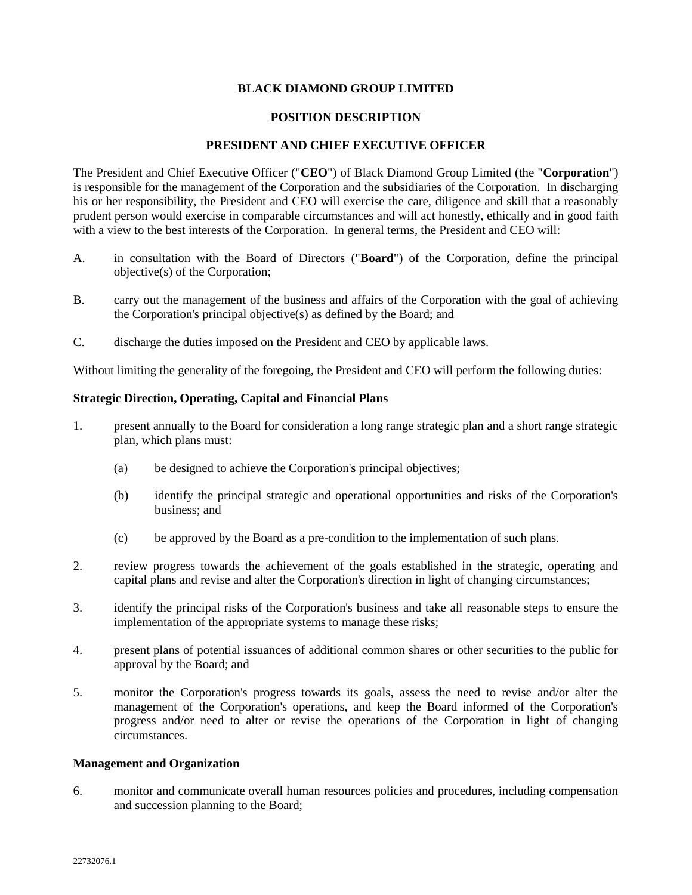# BLACK DIAMOND GROUP LIMITED

## POSITION DESCRIPTION

## PRESIDENT AND CHIEF EXECUTIVE OFFICER

The President and Chief Executive Officer ("**CEO**") of Black Diamond Group Limited (the "**Corporation**") is responsible for the management of the Corporation and the subsidiaries of the Corporation. In discharging his or her responsibility, the President and CEO will exercise the care, diligence and skill that a reasonably prudent person would exercise in comparable circumstances and will act honestly, ethically and in good faith with a view to the best interests of the Corporation. In general terms, the President and CEO will:

A. in consultation with the Board of Directors ("**Board**") of the Corporation, define the principal objective(s) of the Corporation;

B. carry out the management of the business and affairs of the Corporation with the goal of achieving the Corporation's principal objective(s) as defined by the Board; and

C. discharge the duties imposed on the President and CEO by applicable laws.

Without limiting the generality of the foregoing, the President and CEO will perform the following duties:

**Strategic Direction, Operating, Capital and Financial Plans**

1. present annually to the Board for consideration a long range strategic plan and a short range strategic plan, which plans must:

   (a) be designed to achieve the Corporation's principal objectives;

   (b) identify the principal strategic and operational opportunities and risks of the Corporation's business; and

   (c) be approved by the Board as a pre-condition to the implementation of such plans.

2. review progress towards the achievement of the goals established in the strategic, operating and capital plans and revise and alter the Corporation's direction in light of changing circumstances;

3. identify the principal risks of the Corporation's business and take all reasonable steps to ensure the implementation of the appropriate systems to manage these risks;

4. present plans of potential issuances of additional common shares or other securities to the public for approval by the Board; and

5. monitor the Corporation's progress towards its goals, assess the need to revise and/or alter the management of the Corporation's operations, and keep the Board informed of the Corporation's progress and/or need to alter or revise the operations of the Corporation in light of changing circumstances.

**Management and Organization**

6. monitor and communicate overall human resources policies and procedures, including compensation and succession planning to the Board;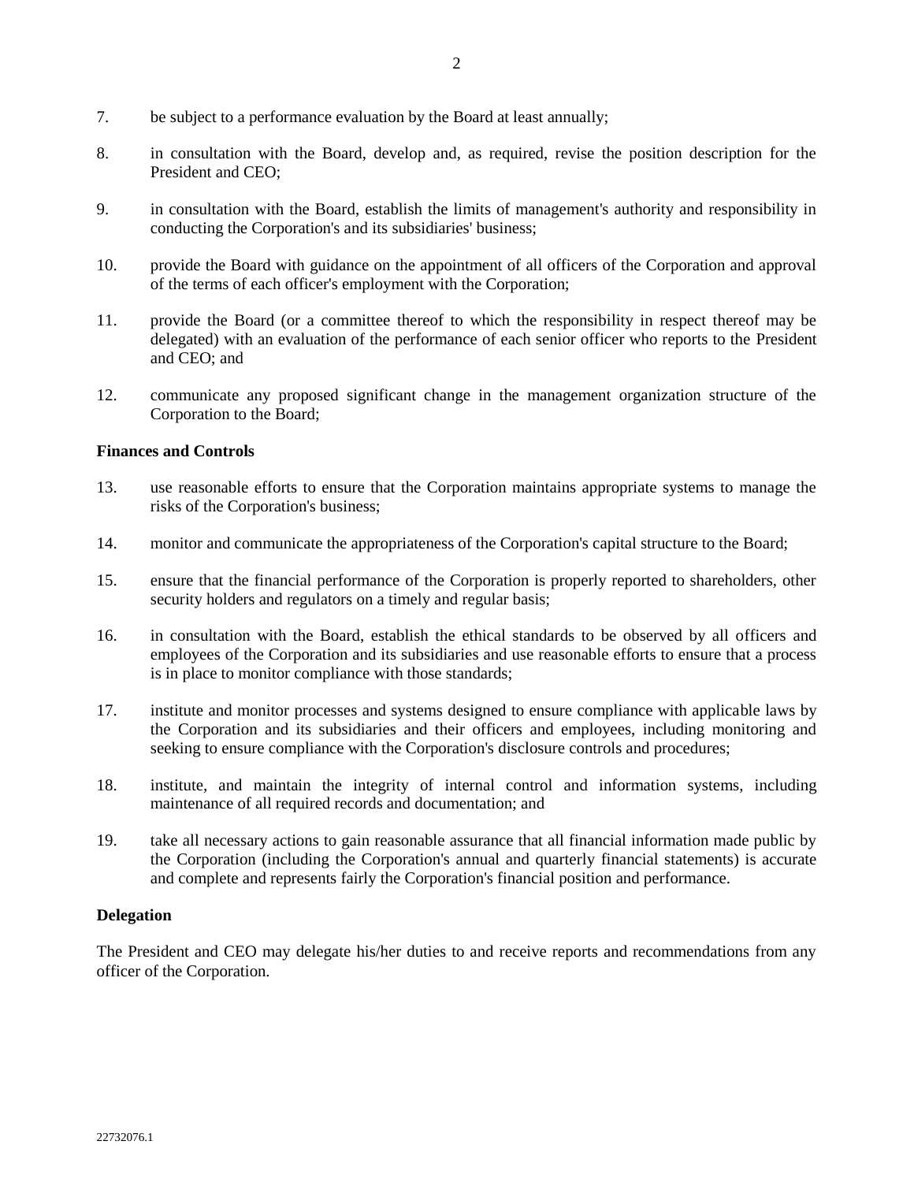7. be subject to a performance evaluation by the Board at least annually;

8. in consultation with the Board, develop and, as required, revise the position description for the President and CEO;

9. in consultation with the Board, establish the limits of management's authority and responsibility in conducting the Corporation's and its subsidiaries' business;

10. provide the Board with guidance on the appointment of all officers of the Corporation and approval of the terms of each officer's employment with the Corporation;

11. provide the Board (or a committee thereof to which the responsibility in respect thereof may be delegated) with an evaluation of the performance of each senior officer who reports to the President and CEO; and

12. communicate any proposed significant change in the management organization structure of the Corporation to the Board;

**Finances and Controls**

13. use reasonable efforts to ensure that the Corporation maintains appropriate systems to manage the risks of the Corporation's business;

14. monitor and communicate the appropriateness of the Corporation's capital structure to the Board;

15. ensure that the financial performance of the Corporation is properly reported to shareholders, other security holders and regulators on a timely and regular basis;

16. in consultation with the Board, establish the ethical standards to be observed by all officers and employees of the Corporation and its subsidiaries and use reasonable efforts to ensure that a process is in place to monitor compliance with those standards;

17. institute and monitor processes and systems designed to ensure compliance with applicable laws by the Corporation and its subsidiaries and their officers and employees, including monitoring and seeking to ensure compliance with the Corporation's disclosure controls and procedures;

18. institute, and maintain the integrity of internal control and information systems, including maintenance of all required records and documentation; and

19. take all necessary actions to gain reasonable assurance that all financial information made public by the Corporation (including the Corporation's annual and quarterly financial statements) is accurate and complete and represents fairly the Corporation's financial position and performance.

**Delegation**

The President and CEO may delegate his/her duties to and receive reports and recommendations from any officer of the Corporation.